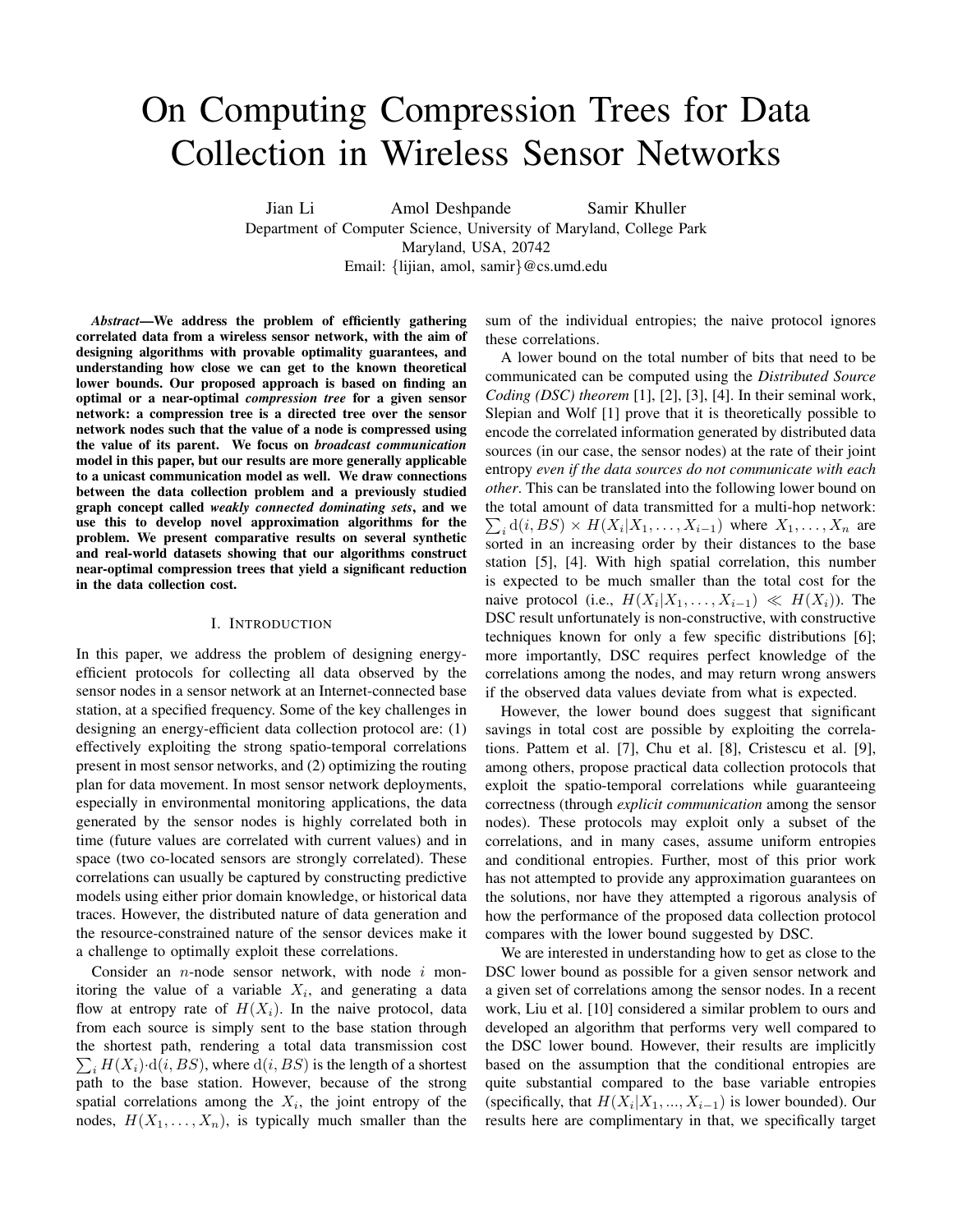# On Computing Compression Trees for Data Collection in Wireless Sensor Networks

Jian Li Amol Deshpande Samir Khuller

Department of Computer Science, University of Maryland, College Park

Maryland, USA, 20742

Email: {lijian, amol, samir}@cs.umd.edu

***Abstract*—We address the problem of efficiently gathering correlated data from a wireless sensor network, with the aim of designing algorithms with provable optimality guarantees, and understanding how close we can get to the known theoretical lower bounds. Our proposed approach is based on finding an optimal or a near-optimal *compression tree* for a given sensor network: a compression tree is a directed tree over the sensor network nodes such that the value of a node is compressed using the value of its parent. We focus on *broadcast communication* model in this paper, but our results are more generally applicable to a unicast communication model as well. We draw connections between the data collection problem and a previously studied graph concept called *weakly connected dominating sets*, and we use this to develop novel approximation algorithms for the problem. We present comparative results on several synthetic and real-world datasets showing that our algorithms construct near-optimal compression trees that yield a significant reduction in the data collection cost.**

## I. Introduction

In this paper, we address the problem of designing energy-efficient protocols for collecting all data observed by the sensor nodes in a sensor network at an Internet-connected base station, at a specified frequency. Some of the key challenges in designing an energy-efficient data collection protocol are: (1) effectively exploiting the strong spatio-temporal correlations present in most sensor networks, and (2) optimizing the routing plan for data movement. In most sensor network deployments, especially in environmental monitoring applications, the data generated by the sensor nodes is highly correlated both in time (future values are correlated with current values) and in space (two co-located sensors are strongly correlated). These correlations can usually be captured by constructing predictive models using either prior domain knowledge, or historical data traces. However, the distributed nature of data generation and the resource-constrained nature of the sensor devices make it a challenge to optimally exploit these correlations.

Consider an $n$-node sensor network, with node $i$ monitoring the value of a variable $X_i$, and generating a data flow at entropy rate of $H(X_i)$. In the naive protocol, data from each source is simply sent to the base station through the shortest path, rendering a total data transmission cost $\sum_i H(X_i)\cdot \mathrm{d}(i, BS)$, where $\mathrm{d}(i, BS)$ is the length of a shortest path to the base station. However, because of the strong spatial correlations among the $X_i$, the joint entropy of the nodes, $H(X_1, \ldots, X_n)$, is typically much smaller than the sum of the individual entropies; the naive protocol ignores these correlations.

A lower bound on the total number of bits that need to be communicated can be computed using the *Distributed Source Coding (DSC) theorem* [1], [2], [3], [4]. In their seminal work, Slepian and Wolf [1] prove that it is theoretically possible to encode the correlated information generated by distributed data sources (in our case, the sensor nodes) at the rate of their joint entropy *even if the data sources do not communicate with each other*. This can be translated into the following lower bound on the total amount of data transmitted for a multi-hop network: $\sum_i \mathrm{d}(i, BS) \times H(X_i|X_1, \ldots, X_{i-1})$ where $X_1, \ldots, X_n$ are sorted in an increasing order by their distances to the base station [5], [4]. With high spatial correlation, this number is expected to be much smaller than the total cost for the naive protocol (i.e., $H(X_i|X_1, \ldots, X_{i-1}) \ll H(X_i)$). The DSC result unfortunately is non-constructive, with constructive techniques known for only a few specific distributions [6]; more importantly, DSC requires perfect knowledge of the correlations among the nodes, and may return wrong answers if the observed data values deviate from what is expected.

However, the lower bound does suggest that significant savings in total cost are possible by exploiting the correlations. Pattem et al. [7], Chu et al. [8], Cristescu et al. [9], among others, propose practical data collection protocols that exploit the spatio-temporal correlations while guaranteeing correctness (through *explicit communication* among the sensor nodes). These protocols may exploit only a subset of the correlations, and in many cases, assume uniform entropies and conditional entropies. Further, most of this prior work has not attempted to provide any approximation guarantees on the solutions, nor have they attempted a rigorous analysis of how the performance of the proposed data collection protocol compares with the lower bound suggested by DSC.

We are interested in understanding how to get as close to the DSC lower bound as possible for a given sensor network and a given set of correlations among the sensor nodes. In a recent work, Liu et al. [10] considered a similar problem to ours and developed an algorithm that performs very well compared to the DSC lower bound. However, their results are implicitly based on the assumption that the conditional entropies are quite substantial compared to the base variable entropies (specifically, that $H(X_i|X_1, ..., X_{i-1})$ is lower bounded). Our results here are complimentary in that, we specifically target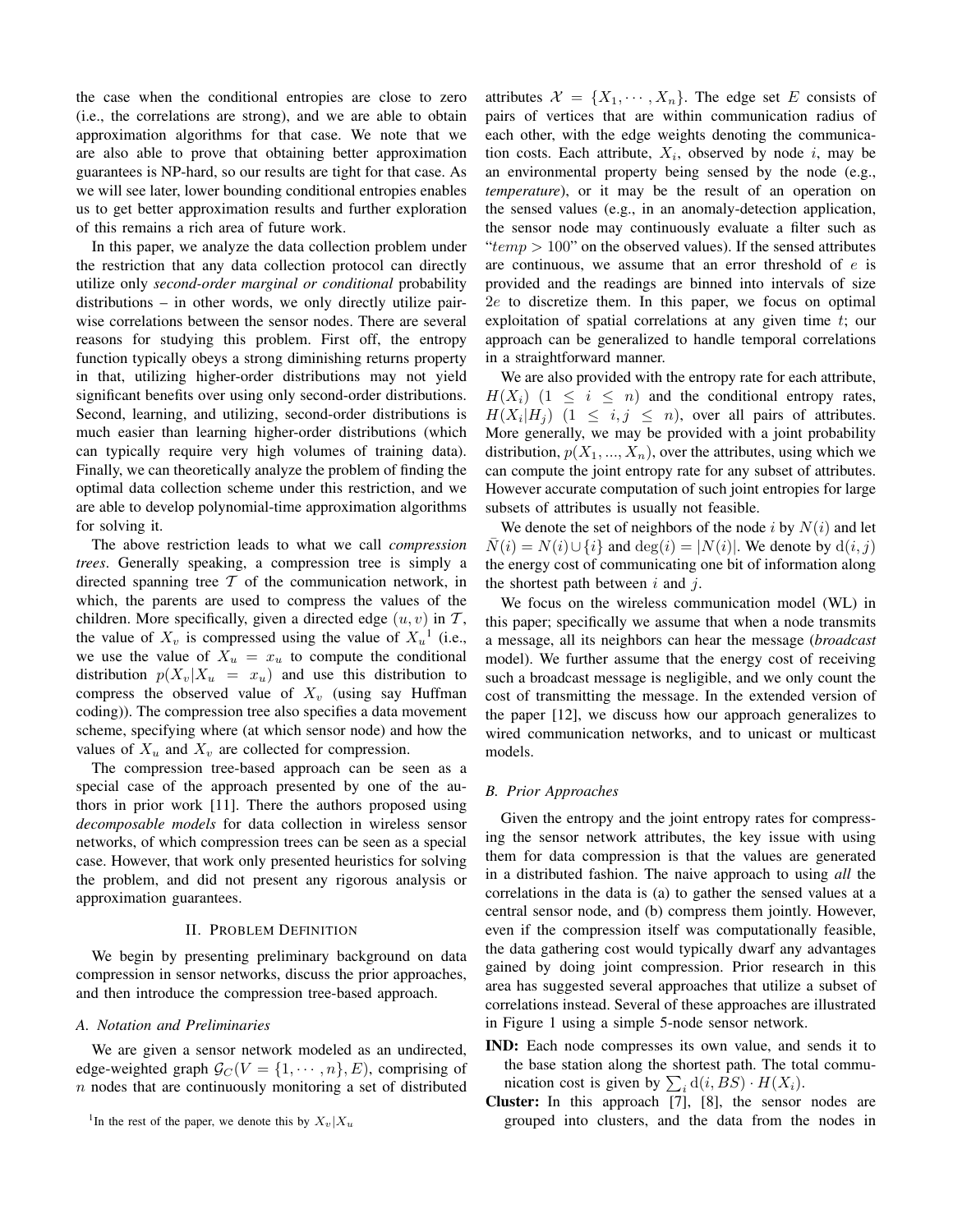the case when the conditional entropies are close to zero (i.e., the correlations are strong), and we are able to obtain approximation algorithms for that case. We note that we are also able to prove that obtaining better approximation guarantees is NP-hard, so our results are tight for that case. As we will see later, lower bounding conditional entropies enables us to get better approximation results and further exploration of this remains a rich area of future work.

In this paper, we analyze the data collection problem under the restriction that any data collection protocol can directly utilize only *second-order marginal or conditional* probability distributions – in other words, we only directly utilize pairwise correlations between the sensor nodes. There are several reasons for studying this problem. First off, the entropy function typically obeys a strong diminishing returns property in that, utilizing higher-order distributions may not yield significant benefits over using only second-order distributions. Second, learning, and utilizing, second-order distributions is much easier than learning higher-order distributions (which can typically require very high volumes of training data). Finally, we can theoretically analyze the problem of finding the optimal data collection scheme under this restriction, and we are able to develop polynomial-time approximation algorithms for solving it.

The above restriction leads to what we call *compression trees*. Generally speaking, a compression tree is simply a directed spanning tree $\mathcal{T}$ of the communication network, in which, the parents are used to compress the values of the children. More specifically, given a directed edge $(u, v)$ in $\mathcal{T}$, the value of $X_v$ is compressed using the value of $X_u$[1] (i.e., we use the value of $X_u = x_u$ to compute the conditional distribution $p(X_v|X_u = x_u)$ and use this distribution to compress the observed value of $X_v$ (using say Huffman coding)). The compression tree also specifies a data movement scheme, specifying where (at which sensor node) and how the values of $X_u$ and $X_v$ are collected for compression.

The compression tree-based approach can be seen as a special case of the approach presented by one of the authors in prior work [11]. There the authors proposed using *decomposable models* for data collection in wireless sensor networks, of which compression trees can be seen as a special case. However, that work only presented heuristics for solving the problem, and did not present any rigorous analysis or approximation guarantees.

## II. Problem Definition

We begin by presenting preliminary background on data compression in sensor networks, discuss the prior approaches, and then introduce the compression tree-based approach.

### A. Notation and Preliminaries

We are given a sensor network modeled as an undirected, edge-weighted graph $\mathcal{G}_C(V = \{1, \cdots, n\}, E)$, comprising of $n$ nodes that are continuously monitoring a set of distributed attributes $\mathcal{X} = \{X_1, \cdots, X_n\}$. The edge set $E$ consists of pairs of vertices that are within communication radius of each other, with the edge weights denoting the communication costs. Each attribute, $X_i$, observed by node $i$, may be an environmental property being sensed by the node (e.g., *temperature*), or it may be the result of an operation on the sensed values (e.g., in an anomaly-detection application, the sensor node may continuously evaluate a filter such as "$temp > 100$" on the observed values). If the sensed attributes are continuous, we assume that an error threshold of $e$ is provided and the readings are binned into intervals of size $2e$ to discretize them. In this paper, we focus on optimal exploitation of spatial correlations at any given time $t$; our approach can be generalized to handle temporal correlations in a straightforward manner.

We are also provided with the entropy rate for each attribute, $H(X_i)$ $(1 \leq i \leq n)$ and the conditional entropy rates, $H(X_i|H_j)$ $(1 \leq i, j \leq n)$, over all pairs of attributes. More generally, we may be provided with a joint probability distribution, $p(X_1, ..., X_n)$, over the attributes, using which we can compute the joint entropy rate for any subset of attributes. However accurate computation of such joint entropies for large subsets of attributes is usually not feasible.

We denote the set of neighbors of the node $i$ by $N(i)$ and let $\bar{N}(i) = N(i) \cup \{i\}$ and $\deg(i) = |N(i)|$. We denote by $\mathrm{d}(i, j)$ the energy cost of communicating one bit of information along the shortest path between $i$ and $j$.

We focus on the wireless communication model (WL) in this paper; specifically we assume that when a node transmits a message, all its neighbors can hear the message (*broadcast* model). We further assume that the energy cost of receiving such a broadcast message is negligible, and we only count the cost of transmitting the message. In the extended version of the paper [12], we discuss how our approach generalizes to wired communication networks, and to unicast or multicast models.

### B. Prior Approaches

Given the entropy and the joint entropy rates for compressing the sensor network attributes, the key issue with using them for data compression is that the values are generated in a distributed fashion. The naive approach to using *all* the correlations in the data is (a) to gather the sensed values at a central sensor node, and (b) compress them jointly. However, even if the compression itself was computationally feasible, the data gathering cost would typically dwarf any advantages gained by doing joint compression. Prior research in this area has suggested several approaches that utilize a subset of correlations instead. Several of these approaches are illustrated in Figure 1 using a simple 5-node sensor network.

- **IND:** Each node compresses its own value, and sends it to the base station along the shortest path. The total communication cost is given by $\sum_i \mathrm{d}(i, BS) \cdot H(X_i)$.
- **Cluster:** In this approach [7], [8], the sensor nodes are grouped into clusters, and the data from the nodes in

[1] In the rest of the paper, we denote this by $X_v|X_u$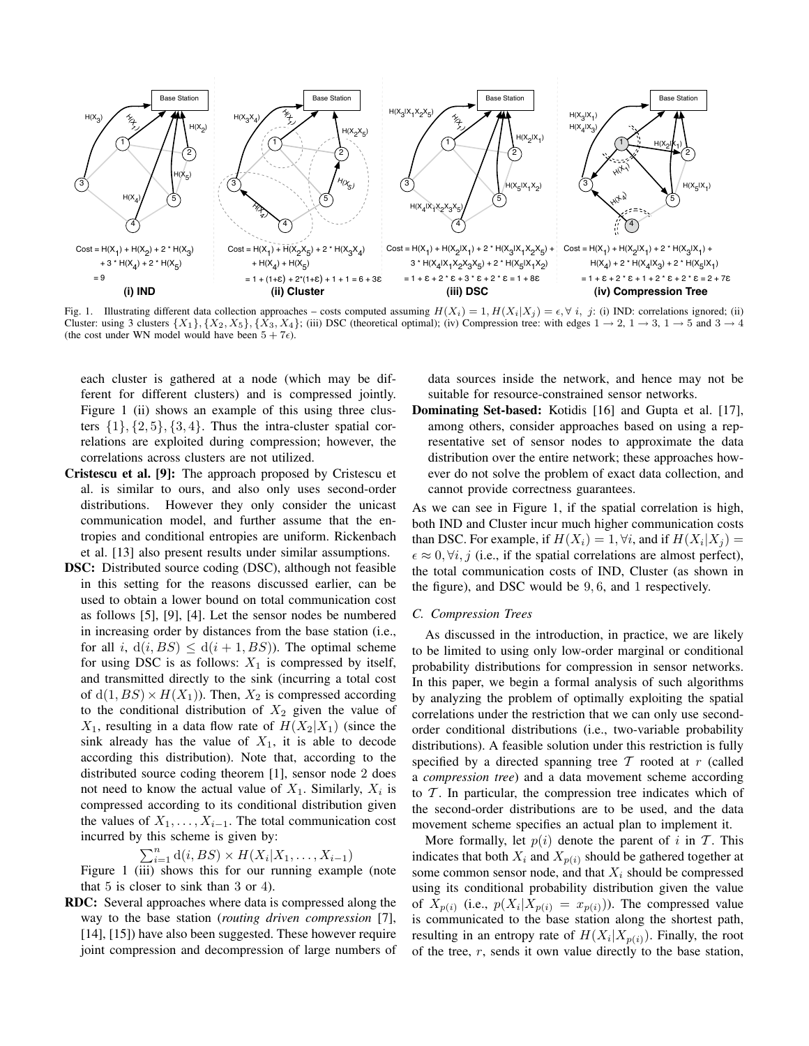Fig. 1. Illustrating different data collection approaches – costs computed assuming $H(X_i) = 1, H(X_i|X_j) = \epsilon, \forall\ i,\ j$: (i) IND: correlations ignored; (ii) Cluster: using 3 clusters $\{X_1\}, \{X_2, X_5\}, \{X_3, X_4\}$; (iii) DSC (theoretical optimal); (iv) Compression tree: with edges $1 \rightarrow 2$, $1 \rightarrow 3$, $1 \rightarrow 5$ and $3 \rightarrow 4$ (the cost under WN model would have been $5 + 7\epsilon$).

each cluster is gathered at a node (which may be different for different clusters) and is compressed jointly. Figure 1 (ii) shows an example of this using three clusters $\{1\}, \{2, 5\}, \{3, 4\}$. Thus the intra-cluster spatial correlations are exploited during compression; however, the correlations across clusters are not utilized.

**Cristescu et al. [9]:** The approach proposed by Cristescu et al. is similar to ours, and also only uses second-order distributions. However they only consider the unicast communication model, and further assume that the entropies and conditional entropies are uniform. Rickenbach et al. [13] also present results under similar assumptions.

**DSC:** Distributed source coding (DSC), although not feasible in this setting for the reasons discussed earlier, can be used to obtain a lower bound on total communication cost as follows [5], [9], [4]. Let the sensor nodes be numbered in increasing order by distances from the base station (i.e., for all $i$, $\mathrm{d}(i, BS) \leq \mathrm{d}(i+1, BS)$). The optimal scheme for using DSC is as follows: $X_1$ is compressed by itself, and transmitted directly to the sink (incurring a total cost of $\mathrm{d}(1, BS) \times H(X_1)$). Then, $X_2$ is compressed according to the conditional distribution of $X_2$ given the value of $X_1$, resulting in a data flow rate of $H(X_2|X_1)$ (since the sink already has the value of $X_1$, it is able to decode according this distribution). Note that, according to the distributed source coding theorem [1], sensor node 2 does not need to know the actual value of $X_1$. Similarly, $X_i$ is compressed according to its conditional distribution given the values of $X_1, \ldots, X_{i-1}$. The total communication cost incurred by this scheme is given by:

$$\sum_{i=1}^{n} \mathrm{d}(i, BS) \times H(X_i|X_1, \ldots, X_{i-1})$$

Figure 1 (iii) shows this for our running example (note that 5 is closer to sink than 3 or 4).

**RDC:** Several approaches where data is compressed along the way to the base station (*routing driven compression* [7], [14], [15]) have also been suggested. These however require joint compression and decompression of large numbers of data sources inside the network, and hence may not be suitable for resource-constrained sensor networks.

**Dominating Set-based:** Kotidis [16] and Gupta et al. [17], among others, consider approaches based on using a representative set of sensor nodes to approximate the data distribution over the entire network; these approaches however do not solve the problem of exact data collection, and cannot provide correctness guarantees.

As we can see in Figure 1, if the spatial correlation is high, both IND and Cluster incur much higher communication costs than DSC. For example, if $H(X_i) = 1, \forall i$, and if $H(X_i|X_j) = \epsilon \approx 0, \forall i, j$ (i.e., if the spatial correlations are almost perfect), the total communication costs of IND, Cluster (as shown in the figure), and DSC would be $9, 6$, and $1$ respectively.

### C. Compression Trees

As discussed in the introduction, in practice, we are likely to be limited to using only low-order marginal or conditional probability distributions for compression in sensor networks. In this paper, we begin a formal analysis of such algorithms by analyzing the problem of optimally exploiting the spatial correlations under the restriction that we can only use second-order conditional distributions (i.e., two-variable probability distributions). A feasible solution under this restriction is fully specified by a directed spanning tree $\mathcal{T}$ rooted at $r$ (called a *compression tree*) and a data movement scheme according to $\mathcal{T}$. In particular, the compression tree indicates which of the second-order distributions are to be used, and the data movement scheme specifies an actual plan to implement it.

More formally, let $p(i)$ denote the parent of $i$ in $\mathcal{T}$. This indicates that both $X_i$ and $X_{p(i)}$ should be gathered together at some common sensor node, and that $X_i$ should be compressed using its conditional probability distribution given the value of $X_{p(i)}$ (i.e., $p(X_i|X_{p(i)} = x_{p(i)})$). The compressed value is communicated to the base station along the shortest path, resulting in an entropy rate of $H(X_i|X_{p(i)})$. Finally, the root of the tree, $r$, sends it own value directly to the base station,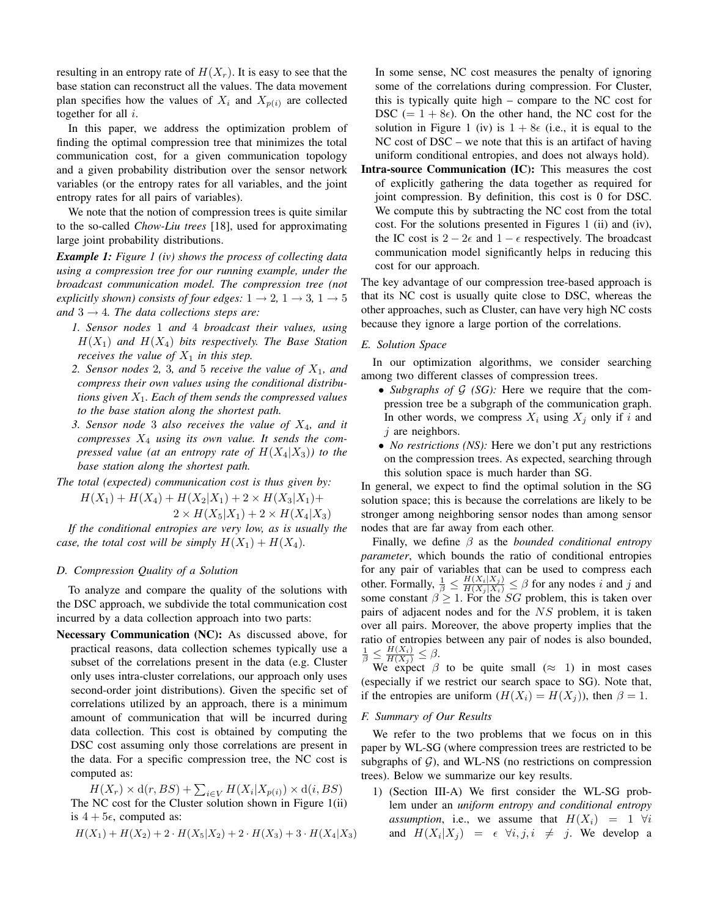resulting in an entropy rate of $H(X_r)$. It is easy to see that the base station can reconstruct all the values. The data movement plan specifies how the values of $X_i$ and $X_{p(i)}$ are collected together for all $i$.

In this paper, we address the optimization problem of finding the optimal compression tree that minimizes the total communication cost, for a given communication topology and a given probability distribution over the sensor network variables (or the entropy rates for all variables, and the joint entropy rates for all pairs of variables).

We note that the notion of compression trees is quite similar to the so-called *Chow-Liu trees* [18], used for approximating large joint probability distributions.

***Example 1:*** *Figure 1 (iv) shows the process of collecting data using a compression tree for our running example, under the broadcast communication model. The compression tree (not explicitly shown) consists of four edges: $1 \rightarrow 2$, $1 \rightarrow 3$, $1 \rightarrow 5$ and $3 \rightarrow 4$. The data collections steps are:*

1. *Sensor nodes 1 and 4 broadcast their values, using $H(X_1)$ and $H(X_4)$ bits respectively. The Base Station receives the value of $X_1$ in this step.*
2. *Sensor nodes 2, 3, and 5 receive the value of $X_1$, and compress their own values using the conditional distributions given $X_1$. Each of them sends the compressed values to the base station along the shortest path.*
3. *Sensor node 3 also receives the value of $X_4$, and it compresses $X_4$ using its own value. It sends the compressed value (at an entropy rate of $H(X_4|X_3)$) to the base station along the shortest path.*

*The total (expected) communication cost is thus given by:*

$$H(X_1) + H(X_4) + H(X_2|X_1) + 2 \times H(X_3|X_1) + 2 \times H(X_5|X_1) + 2 \times H(X_4|X_3)$$

*If the conditional entropies are very low, as is usually the case, the total cost will be simply $H(X_1) + H(X_4)$.*

### D. Compression Quality of a Solution

To analyze and compare the quality of the solutions with the DSC approach, we subdivide the total communication cost incurred by a data collection approach into two parts:

**Necessary Communication (NC):** As discussed above, for practical reasons, data collection schemes typically use a subset of the correlations present in the data (e.g. Cluster only uses intra-cluster correlations, our approach only uses second-order joint distributions). Given the specific set of correlations utilized by an approach, there is a minimum amount of communication that will be incurred during data collection. This cost is obtained by computing the DSC cost assuming only those correlations are present in the data. For a specific compression tree, the NC cost is computed as:

$$H(X_r) \times \mathrm{d}(r, BS) + \sum_{i \in V} H(X_i|X_{p(i)}) \times \mathrm{d}(i, BS)$$

The NC cost for the Cluster solution shown in Figure 1(ii) is $4 + 5\epsilon$, computed as:

$$H(X_1) + H(X_2) + 2 \cdot H(X_5|X_2) + 2 \cdot H(X_3) + 3 \cdot H(X_4|X_3)$$

In some sense, NC cost measures the penalty of ignoring some of the correlations during compression. For Cluster, this is typically quite high – compare to the NC cost for DSC ($= 1 + 8\epsilon$). On the other hand, the NC cost for the solution in Figure 1 (iv) is $1 + 8\epsilon$ (i.e., it is equal to the NC cost of DSC – we note that this is an artifact of having uniform conditional entropies, and does not always hold).

**Intra-source Communication (IC):** This measures the cost of explicitly gathering the data together as required for joint compression. By definition, this cost is 0 for DSC. We compute this by subtracting the NC cost from the total cost. For the solutions presented in Figures 1 (ii) and (iv), the IC cost is $2 - 2\epsilon$ and $1 - \epsilon$ respectively. The broadcast communication model significantly helps in reducing this cost for our approach.

The key advantage of our compression tree-based approach is that its NC cost is usually quite close to DSC, whereas the other approaches, such as Cluster, can have very high NC costs because they ignore a large portion of the correlations.

### E. Solution Space

In our optimization algorithms, we consider searching among two different classes of compression trees.

- *Subgraphs of $\mathcal{G}$ (SG):* Here we require that the compression tree be a subgraph of the communication graph. In other words, we compress $X_i$ using $X_j$ only if $i$ and $j$ are neighbors.
- *No restrictions (NS):* Here we don't put any restrictions on the compression trees. As expected, searching through this solution space is much harder than SG.

In general, we expect to find the optimal solution in the SG solution space; this is because the correlations are likely to be stronger among neighboring sensor nodes than among sensor nodes that are far away from each other.

Finally, we define $\beta$ as the *bounded conditional entropy parameter*, which bounds the ratio of conditional entropies for any pair of variables that can be used to compress each other. Formally, $\frac{1}{\beta} \leq \frac{H(X_i|X_j)}{H(X_j|X_i)} \leq \beta$ for any nodes $i$ and $j$ and some constant $\beta \geq 1$. For the $SG$ problem, this is taken over pairs of adjacent nodes and for the $NS$ problem, it is taken over all pairs. Moreover, the above property implies that the ratio of entropies between any pair of nodes is also bounded, $\frac{1}{\beta} \leq \frac{H(X_i)}{H(X_j)} \leq \beta$.

We expect $\beta$ to be quite small ($\approx 1$) in most cases (especially if we restrict our search space to SG). Note that, if the entropies are uniform ($H(X_i) = H(X_j)$), then $\beta = 1$.

### F. Summary of Our Results

We refer to the two problems that we focus on in this paper by WL-SG (where compression trees are restricted to be subgraphs of $\mathcal{G}$), and WL-NS (no restrictions on compression trees). Below we summarize our key results.

1) (Section III-A) We first consider the WL-SG problem under an *uniform entropy and conditional entropy assumption*, i.e., we assume that $H(X_i) = 1 \ \forall i$ and $H(X_i|X_j) = \epsilon \ \forall i, j, i \neq j$. We develop a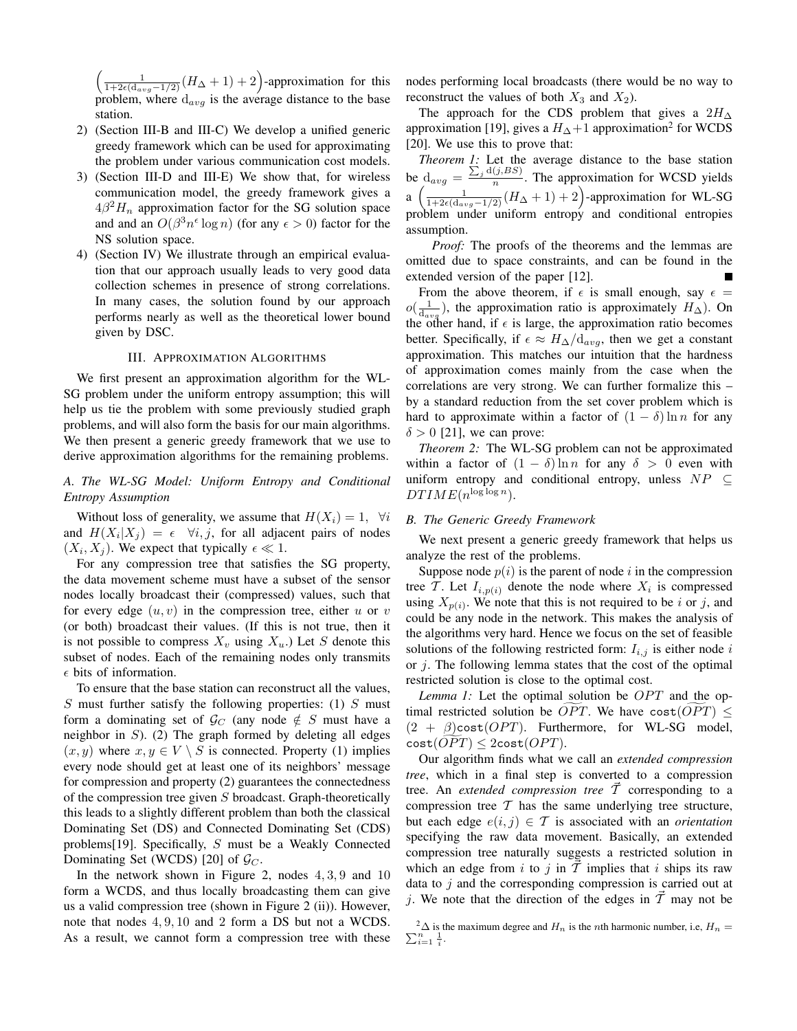$\left(\frac{1}{1+2\epsilon(\mathrm{d}_{avg}-1/2)}(H_\Delta+1)+2\right)$-approximation for this problem, where $\mathrm{d}_{avg}$ is the average distance to the base station.

2) (Section III-B and III-C) We develop a unified generic greedy framework which can be used for approximating the problem under various communication cost models.
3) (Section III-D and III-E) We show that, for wireless communication model, the greedy framework gives a $4\beta^2 H_n$ approximation factor for the SG solution space and and an $O(\beta^3 n^\epsilon \log n)$ (for any $\epsilon > 0$) factor for the NS solution space.
4) (Section IV) We illustrate through an empirical evaluation that our approach usually leads to very good data collection schemes in presence of strong correlations. In many cases, the solution found by our approach performs nearly as well as the theoretical lower bound given by DSC.

## III. Approximation Algorithms

We first present an approximation algorithm for the WL-SG problem under the uniform entropy assumption; this will help us tie the problem with some previously studied graph problems, and will also form the basis for our main algorithms. We then present a generic greedy framework that we use to derive approximation algorithms for the remaining problems.

### A. The WL-SG Model: Uniform Entropy and Conditional Entropy Assumption

Without loss of generality, we assume that $H(X_i) = 1, \ \forall i$ and $H(X_i|X_j) = \epsilon \ \ \forall i,j$, for all adjacent pairs of nodes $(X_i, X_j)$. We expect that typically $\epsilon \ll 1$.

For any compression tree that satisfies the SG property, the data movement scheme must have a subset of the sensor nodes locally broadcast their (compressed) values, such that for every edge $(u,v)$ in the compression tree, either $u$ or $v$ (or both) broadcast their values. (If this is not true, then it is not possible to compress $X_v$ using $X_u$.) Let $S$ denote this subset of nodes. Each of the remaining nodes only transmits $\epsilon$ bits of information.

To ensure that the base station can reconstruct all the values, $S$ must further satisfy the following properties: (1) $S$ must form a dominating set of $\mathcal{G}_C$ (any node $\notin S$ must have a neighbor in $S$). (2) The graph formed by deleting all edges $(x,y)$ where $x, y \in V \setminus S$ is connected. Property (1) implies every node should get at least one of its neighbors' message for compression and property (2) guarantees the connectedness of the compression tree given $S$ broadcast. Graph-theoretically this leads to a slightly different problem than both the classical Dominating Set (DS) and Connected Dominating Set (CDS) problems[19]. Specifically, $S$ must be a Weakly Connected Dominating Set (WCDS) [20] of $\mathcal{G}_C$.

In the network shown in Figure 2, nodes $4, 3, 9$ and $10$ form a WCDS, and thus locally broadcasting them can give us a valid compression tree (shown in Figure 2 (ii)). However, note that nodes $4, 9, 10$ and $2$ form a DS but not a WCDS. As a result, we cannot form a compression tree with these nodes performing local broadcasts (there would be no way to reconstruct the values of both $X_3$ and $X_2$).

The approach for the CDS problem that gives a $2H_\Delta$ approximation [19], gives a $H_\Delta+1$ approximation[2] for WCDS [20]. We use this to prove that:

*Theorem 1:* Let the average distance to the base station be $\mathrm{d}_{avg} = \frac{\sum_j \mathrm{d}(j,BS)}{n}$. The approximation for WCSD yields a $\left(\frac{1}{1+2\epsilon(\mathrm{d}_{avg}-1/2)}(H_\Delta+1)+2\right)$-approximation for WL-SG problem under uniform entropy and conditional entropies assumption.

*Proof:* The proofs of the theorems and the lemmas are omitted due to space constraints, and can be found in the extended version of the paper [12]. ∎

From the above theorem, if $\epsilon$ is small enough, say $\epsilon = o(\frac{1}{\mathrm{d}_{avg}})$, the approximation ratio is approximately $H_\Delta$). On the other hand, if $\epsilon$ is large, the approximation ratio becomes better. Specifically, if $\epsilon \approx H_\Delta/\mathrm{d}_{avg}$, then we get a constant approximation. This matches our intuition that the hardness of approximation comes mainly from the case when the correlations are very strong. We can further formalize this – by a standard reduction from the set cover problem which is hard to approximate within a factor of $(1-\delta)\ln n$ for any $\delta > 0$ [21], we can prove:

*Theorem 2:* The WL-SG problem can not be approximated within a factor of $(1-\delta)\ln n$ for any $\delta > 0$ even with uniform entropy and conditional entropy, unless $NP \subseteq DTIME(n^{\log\log n})$.

### B. The Generic Greedy Framework

We next present a generic greedy framework that helps us analyze the rest of the problems.

Suppose node $p(i)$ is the parent of node $i$ in the compression tree $\mathcal{T}$. Let $I_{i,p(i)}$ denote the node where $X_i$ is compressed using $X_{p(i)}$. We note that this is not required to be $i$ or $j$, and could be any node in the network. This makes the analysis of the algorithms very hard. Hence we focus on the set of feasible solutions of the following restricted form: $I_{i,j}$ is either node $i$ or $j$. The following lemma states that the cost of the optimal restricted solution is close to the optimal cost.

*Lemma 1:* Let the optimal solution be $OPT$ and the optimal restricted solution be $\widetilde{OPT}$. We have $\mathtt{cost}(\widetilde{OPT}) \leq (2+\beta)\mathtt{cost}(OPT)$. Furthermore, for WL-SG model, $\mathtt{cost}(\widetilde{OPT}) \leq 2\mathtt{cost}(OPT)$.

Our algorithm finds what we call an *extended compression tree*, which in a final step is converted to a compression tree. An *extended compression tree* $\vec{\mathcal{T}}$ corresponding to a compression tree $\mathcal{T}$ has the same underlying tree structure, but each edge $e(i,j) \in \mathcal{T}$ is associated with an *orientation* specifying the raw data movement. Basically, an extended compression tree naturally suggests a restricted solution in which an edge from $i$ to $j$ in $\vec{\mathcal{T}}$ implies that $i$ ships its raw data to $j$ and the corresponding compression is carried out at $j$. We note that the direction of the edges in $\vec{\mathcal{T}}$ may not be

[2] $\Delta$ is the maximum degree and $H_n$ is the $n$th harmonic number, i.e, $H_n = \sum_{i=1}^{n}\frac{1}{i}$.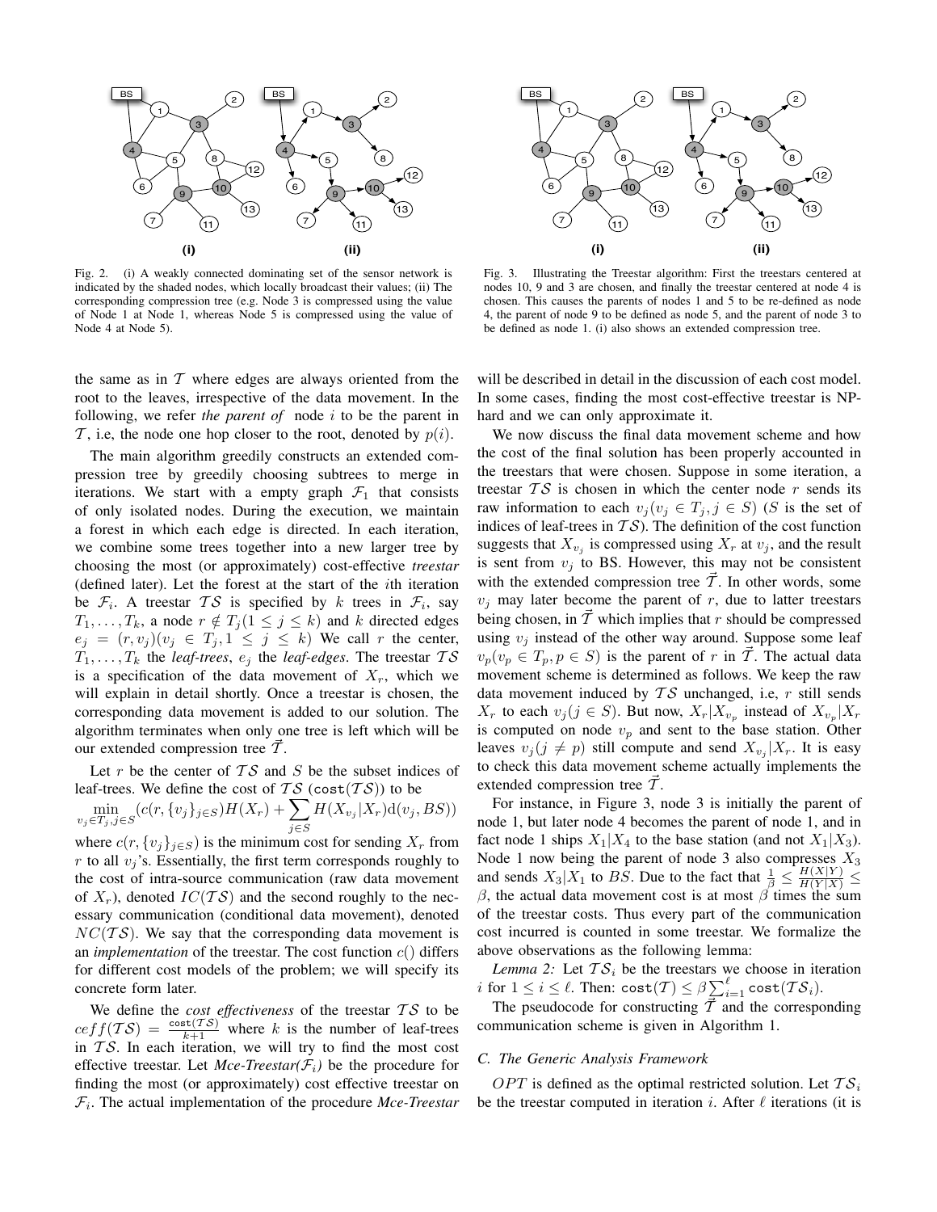Fig. 2. (i) A weakly connected dominating set of the sensor network is indicated by the shaded nodes, which locally broadcast their values; (ii) The corresponding compression tree (e.g. Node 3 is compressed using the value of Node 1 at Node 1, whereas Node 5 is compressed using the value of Node 4 at Node 5).

Fig. 3. Illustrating the Treestar algorithm: First the treestars centered at nodes 10, 9 and 3 are chosen, and finally the treestar centered at node 4 is chosen. This causes the parents of nodes 1 and 5 to be re-defined as node 4, the parent of node 9 to be defined as node 5, and the parent of node 3 to be defined as node 1. (i) also shows an extended compression tree.

the same as in $\mathcal{T}$ where edges are always oriented from the root to the leaves, irrespective of the data movement. In the following, we refer *the parent of* node $i$ to be the parent in $\mathcal{T}$, i.e, the node one hop closer to the root, denoted by $p(i)$.

The main algorithm greedily constructs an extended compression tree by greedily choosing subtrees to merge in iterations. We start with a empty graph $\mathcal{F}_1$ that consists of only isolated nodes. During the execution, we maintain a forest in which each edge is directed. In each iteration, we combine some trees together into a new larger tree by choosing the most (or approximately) cost-effective *treestar* (defined later). Let the forest at the start of the $i$th iteration be $\mathcal{F}_i$. A treestar $\mathcal{TS}$ is specified by $k$ trees in $\mathcal{F}_i$, say $T_1, \ldots, T_k$, a node $r \notin T_j (1 \leq j \leq k)$ and $k$ directed edges $e_j = (r, v_j)(v_j \in T_j, 1 \leq j \leq k)$ We call $r$ the center, $T_1, \ldots, T_k$ the *leaf-trees*, $e_j$ the *leaf-edges*. The treestar $\mathcal{TS}$ is a specification of the data movement of $X_r$, which we will explain in detail shortly. Once a treestar is chosen, the corresponding data movement is added to our solution. The algorithm terminates when only one tree is left which will be our extended compression tree $\vec{\mathcal{T}}$.

Let $r$ be the center of $\mathcal{TS}$ and $S$ be the subset indices of leaf-trees. We define the cost of $\mathcal{TS}$ ($\texttt{cost}(\mathcal{TS})$) to be

$$\min_{v_j \in T_j, j \in S}(c(r, \{v_j\}_{j \in S})H(X_r) + \sum_{j \in S} H(X_{v_j}|X_r)\mathrm{d}(v_j, BS))$$

where $c(r, \{v_j\}_{j \in S})$ is the minimum cost for sending $X_r$ from $r$ to all $v_j$'s. Essentially, the first term corresponds roughly to the cost of intra-source communication (raw data movement of $X_r$), denoted $IC(\mathcal{TS})$ and the second roughly to the necessary communication (conditional data movement), denoted $NC(\mathcal{TS})$. We say that the corresponding data movement is an *implementation* of the treestar. The cost function $c()$ differs for different cost models of the problem; we will specify its concrete form later.

We define the *cost effectiveness* of the treestar $\mathcal{TS}$ to be $ceff(\mathcal{TS}) = \frac{\texttt{cost}(\mathcal{TS})}{k+1}$ where $k$ is the number of leaf-trees in $\mathcal{TS}$. In each iteration, we will try to find the most cost effective treestar. Let *Mce-Treestar($\mathcal{F}_i$)* be the procedure for finding the most (or approximately) cost effective treestar on $\mathcal{F}_i$. The actual implementation of the procedure *Mce-Treestar* will be described in detail in the discussion of each cost model. In some cases, finding the most cost-effective treestar is NP-hard and we can only approximate it.

We now discuss the final data movement scheme and how the cost of the final solution has been properly accounted in the treestars that were chosen. Suppose in some iteration, a treestar $\mathcal{TS}$ is chosen in which the center node $r$ sends its raw information to each $v_j (v_j \in T_j, j \in S)$ ($S$ is the set of indices of leaf-trees in $\mathcal{TS}$). The definition of the cost function suggests that $X_{v_j}$ is compressed using $X_r$ at $v_j$, and the result is sent from $v_j$ to BS. However, this may not be consistent with the extended compression tree $\vec{\mathcal{T}}$. In other words, some $v_j$ may later become the parent of $r$, due to latter treestars being chosen, in $\vec{\mathcal{T}}$ which implies that $r$ should be compressed using $v_j$ instead of the other way around. Suppose some leaf $v_p (v_p \in T_p, p \in S)$ is the parent of $r$ in $\vec{\mathcal{T}}$. The actual data movement scheme is determined as follows. We keep the raw data movement induced by $\mathcal{TS}$ unchanged, i.e, $r$ still sends $X_r$ to each $v_j (j \in S)$. But now, $X_r|X_{v_p}$ instead of $X_{v_p}|X_r$ is computed on node $v_p$ and sent to the base station. Other leaves $v_j (j \neq p)$ still compute and send $X_{v_j}|X_r$. It is easy to check this data movement scheme actually implements the extended compression tree $\vec{\mathcal{T}}$.

For instance, in Figure 3, node 3 is initially the parent of node 1, but later node 4 becomes the parent of node 1, and in fact node 1 ships $X_1|X_4$ to the base station (and not $X_1|X_3$). Node 1 now being the parent of node 3 also compresses $X_3$ and sends $X_3|X_1$ to $BS$. Due to the fact that $\frac{1}{\beta} \leq \frac{H(X|Y)}{H(Y|X)} \leq \beta$, the actual data movement cost is at most $\beta$ times the sum of the treestar costs. Thus every part of the communication cost incurred is counted in some treestar. We formalize the above observations as the following lemma:

*Lemma 2:* Let $\mathcal{TS}_i$ be the treestars we choose in iteration $i$ for $1 \leq i \leq \ell$. Then: $\texttt{cost}(\mathcal{T}) \leq \beta \sum_{i=1}^{\ell} \texttt{cost}(\mathcal{TS}_i)$.

The pseudocode for constructing $\vec{\mathcal{T}}$ and the corresponding communication scheme is given in Algorithm 1.

### C. The Generic Analysis Framework

$OPT$ is defined as the optimal restricted solution. Let $\mathcal{TS}_i$ be the treestar computed in iteration $i$. After $\ell$ iterations (it is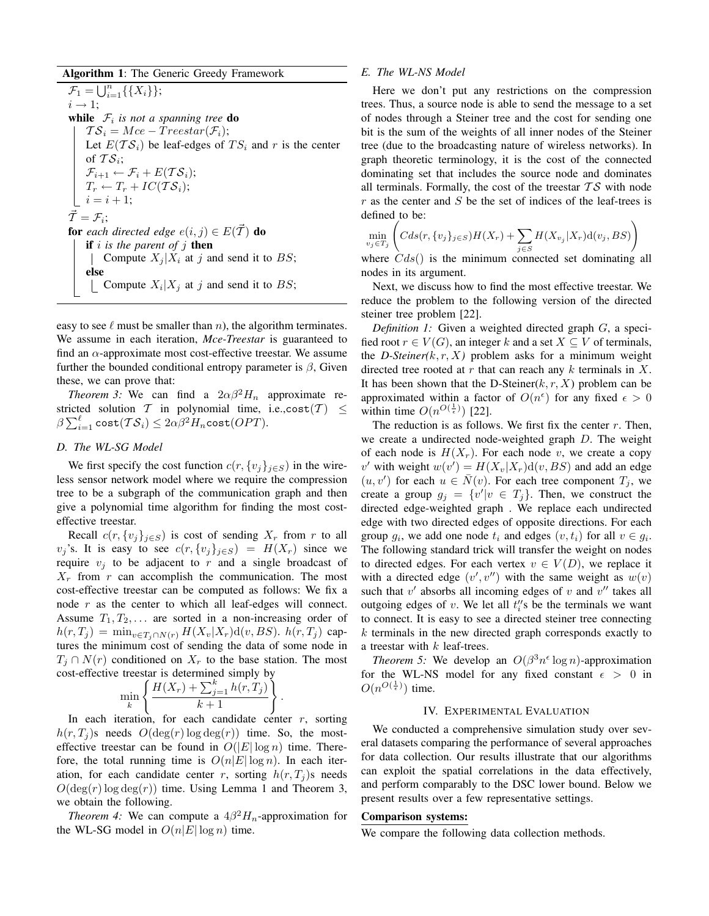**Algorithm 1**: The Generic Greedy Framework

$\mathcal{F}_1 = \bigcup_{i=1}^{n}\{\{X_i\}\}$;
$i \rightarrow 1$;
**while** *$\mathcal{F}_i$ is not a spanning tree* **do**
  $\mathcal{TS}_i = Mce-Treestar(\mathcal{F}_i)$;
  Let $E(\mathcal{TS}_i)$ be leaf-edges of $TS_i$ and $r$ is the center of $\mathcal{TS}_i$;
  $\mathcal{F}_{i+1} \leftarrow \mathcal{F}_i + E(\mathcal{TS}_i)$;
  $T_r \leftarrow T_r + IC(\mathcal{TS}_i)$;
  $i = i + 1$;
$\vec{\mathcal{T}} = \mathcal{F}_i$;
**for** *each directed edge $e(i,j) \in E(\vec{\mathcal{T}})$* **do**
  **if** *$i$ is the parent of $j$* **then**
    Compute $X_j|X_i$ at $j$ and send it to $BS$;
  **else**
    Compute $X_i|X_j$ at $j$ and send it to $BS$;

easy to see $\ell$ must be smaller than $n$), the algorithm terminates. We assume in each iteration, *Mce-Treestar* is guaranteed to find an $\alpha$-approximate most cost-effective treestar. We assume further the bounded conditional entropy parameter is $\beta$, Given these, we can prove that:

*Theorem 3:* We can find a $2\alpha\beta^2 H_n$ approximate restricted solution $\mathcal{T}$ in polynomial time, i.e.,$\texttt{cost}(\mathcal{T}) \leq \beta\sum_{i=1}^{\ell}\texttt{cost}(\mathcal{TS}_i) \leq 2\alpha\beta^2 H_n \texttt{cost}(OPT)$.

### D. The WL-SG Model

We first specify the cost function $c(r, \{v_j\}_{j\in S})$ in the wireless sensor network model where we require the compression tree to be a subgraph of the communication graph and then give a polynomial time algorithm for finding the most cost-effective treestar.

Recall $c(r, \{v_j\}_{j\in S})$ is cost of sending $X_r$ from $r$ to all $v_j$'s. It is easy to see $c(r, \{v_j\}_{j\in S}) = H(X_r)$ since we require $v_j$ to be adjacent to $r$ and a single broadcast of $X_r$ from $r$ can accomplish the communication. The most cost-effective treestar can be computed as follows: We fix a node $r$ as the center to which all leaf-edges will connect. Assume $T_1, T_2, \dots$ are sorted in a non-increasing order of $h(r, T_j) = \min_{v\in T_j\cap N(r)} H(X_v|X_r)\text{d}(v, BS)$. $h(r, T_j)$ captures the minimum cost of sending the data of some node in $T_j \cap N(r)$ conditioned on $X_r$ to the base station. The most cost-effective treestar is determined simply by

$$\min_k \left\{ \frac{H(X_r) + \sum_{j=1}^{k} h(r, T_j)}{k+1} \right\}.$$

In each iteration, for each candidate center $r$, sorting $h(r, T_j)$s needs $O(\deg(r)\log\deg(r))$ time. So, the most-effective treestar can be found in $O(|E|\log n)$ time. Therefore, the total running time is $O(n|E|\log n)$. In each iteration, for each candidate center $r$, sorting $h(r, T_j)$s needs $O(\deg(r)\log\deg(r))$ time. Using Lemma 1 and Theorem 3, we obtain the following.

*Theorem 4:* We can compute a $4\beta^2 H_n$-approximation for the WL-SG model in $O(n|E|\log n)$ time.

### E. The WL-NS Model

Here we don't put any restrictions on the compression trees. Thus, a source node is able to send the message to a set of nodes through a Steiner tree and the cost for sending one bit is the sum of the weights of all inner nodes of the Steiner tree (due to the broadcasting nature of wireless networks). In graph theoretic terminology, it is the cost of the connected dominating set that includes the source node and dominates all terminals. Formally, the cost of the treestar $\mathcal{TS}$ with node $r$ as the center and $S$ be the set of indices of the leaf-trees is defined to be:

$$\min_{v_j\in T_j} \left( Cds(r, \{v_j\}_{j\in S})H(X_r) + \sum_{j\in S} H(X_{v_j}|X_r)\text{d}(v_j, BS) \right)$$

where $Cds()$ is the minimum connected set dominating all nodes in its argument.

Next, we discuss how to find the most effective treestar. We reduce the problem to the following version of the directed steiner tree problem [22].

*Definition 1:* Given a weighted directed graph $G$, a specified root $r \in V(G)$, an integer $k$ and a set $X \subseteq V$ of terminals, the *D-Steiner($k, r, X$)* problem asks for a minimum weight directed tree rooted at $r$ that can reach any $k$ terminals in $X$. It has been shown that the D-Steiner($k, r, X$) problem can be approximated within a factor of $O(n^\epsilon)$ for any fixed $\epsilon > 0$ within time $O(n^{O(\frac{1}{\epsilon})})$ [22].

The reduction is as follows. We first fix the center $r$. Then, we create a undirected node-weighted graph $D$. The weight of each node is $H(X_r)$. For each node $v$, we create a copy $v'$ with weight $w(v') = H(X_v|X_r)\text{d}(v, BS)$ and add an edge $(u, v')$ for each $u \in \bar{N}(v)$. For each tree component $T_j$, we create a group $g_j = \{v'|v \in T_j\}$. Then, we construct the directed edge-weighted graph . We replace each undirected edge with two directed edges of opposite directions. For each group $g_i$, we add one node $t_i$ and edges $(v, t_i)$ for all $v \in g_i$. The following standard trick will transfer the weight on nodes to directed edges. For each vertex $v \in V(D)$, we replace it with a directed edge $(v', v'')$ with the same weight as $w(v)$ such that $v'$ absorbs all incoming edges of $v$ and $v''$ takes all outgoing edges of $v$. We let all $t_i''$s be the terminals we want to connect. It is easy to see a directed steiner tree connecting $k$ terminals in the new directed graph corresponds exactly to a treestar with $k$ leaf-trees.

*Theorem 5:* We develop an $O(\beta^3 n^\epsilon \log n)$-approximation for the WL-NS model for any fixed constant $\epsilon > 0$ in $O(n^{O(\frac{1}{\epsilon})})$ time.

## IV. Experimental Evaluation

We conducted a comprehensive simulation study over several datasets comparing the performance of several approaches for data collection. Our results illustrate that our algorithms can exploit the spatial correlations in the data effectively, and perform comparably to the DSC lower bound. Below we present results over a few representative settings.

**Comparison systems:**

We compare the following data collection methods.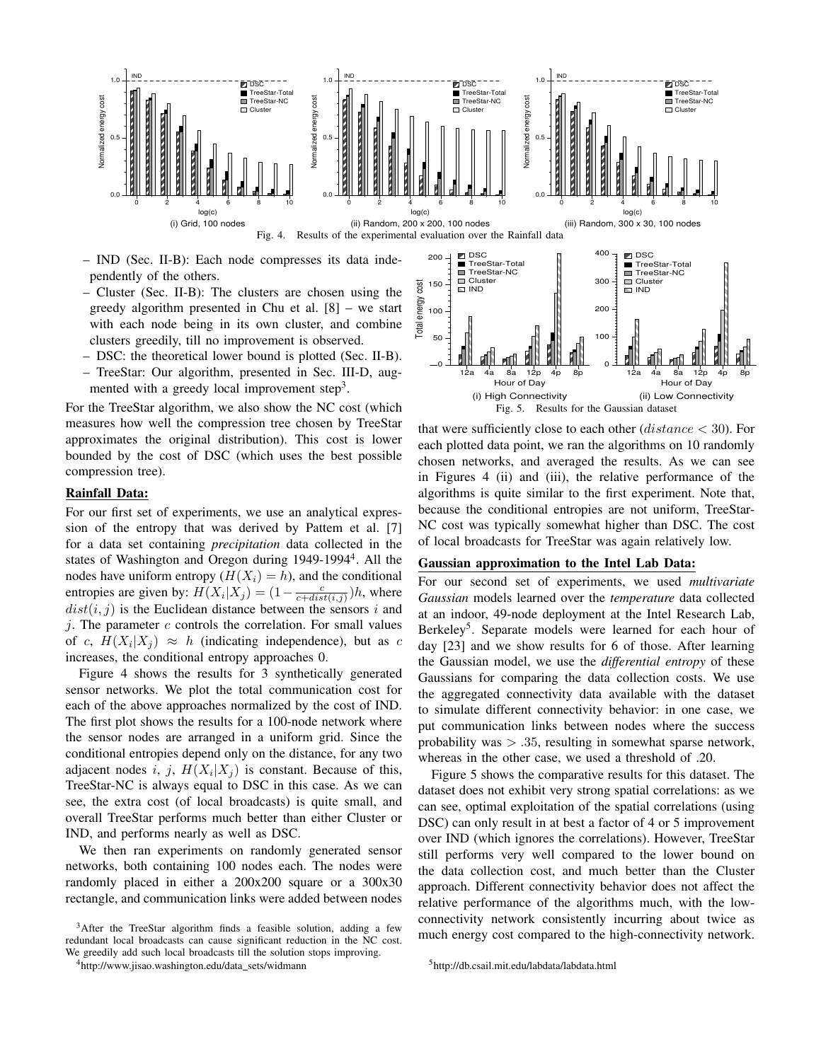Fig. 4. Results of the experimental evaluation over the Rainfall data

– IND (Sec. II-B): Each node compresses its data independently of the others.
– Cluster (Sec. II-B): The clusters are chosen using the greedy algorithm presented in Chu et al. [8] – we start with each node being in its own cluster, and combine clusters greedily, till no improvement is observed.
– DSC: the theoretical lower bound is plotted (Sec. II-B).
– TreeStar: Our algorithm, presented in Sec. III-D, augmented with a greedy local improvement step[3].

For the TreeStar algorithm, we also show the NC cost (which measures how well the compression tree chosen by TreeStar approximates the original distribution). This cost is lower bounded by the cost of DSC (which uses the best possible compression tree).

**Rainfall Data:**

For our first set of experiments, we use an analytical expression of the entropy that was derived by Pattem et al. [7] for a data set containing *precipitation* data collected in the states of Washington and Oregon during 1949-1994[4]. All the nodes have uniform entropy ($H(X_i) = h$), and the conditional entropies are given by: $H(X_i|X_j) = (1 - \frac{c}{c + dist(i,j)})h$, where $dist(i,j)$ is the Euclidean distance between the sensors $i$ and $j$. The parameter $c$ controls the correlation. For small values of $c$, $H(X_i|X_j) \approx h$ (indicating independence), but as $c$ increases, the conditional entropy approaches 0.

Figure 4 shows the results for 3 synthetically generated sensor networks. We plot the total communication cost for each of the above approaches normalized by the cost of IND. The first plot shows the results for a 100-node network where the sensor nodes are arranged in a uniform grid. Since the conditional entropies depend only on the distance, for any two adjacent nodes $i$, $j$, $H(X_i|X_j)$ is constant. Because of this, TreeStar-NC is always equal to DSC in this case. As we can see, the extra cost (of local broadcasts) is quite small, and overall TreeStar performs much better than either Cluster or IND, and performs nearly as well as DSC.

We then ran experiments on randomly generated sensor networks, both containing 100 nodes each. The nodes were randomly placed in either a 200x200 square or a 300x30 rectangle, and communication links were added between nodes that were sufficiently close to each other ($distance < 30$). For each plotted data point, we ran the algorithms on 10 randomly chosen networks, and averaged the results. As we can see in Figures 4 (ii) and (iii), the relative performance of the algorithms is quite similar to the first experiment. Note that, because the conditional entropies are not uniform, TreeStar-NC cost was typically somewhat higher than DSC. The cost of local broadcasts for TreeStar was again relatively low.

Fig. 5. Results for the Gaussian dataset

**Gaussian approximation to the Intel Lab Data:**

For our second set of experiments, we used *multivariate Gaussian* models learned over the *temperature* data collected at an indoor, 49-node deployment at the Intel Research Lab, Berkeley[5]. Separate models were learned for each hour of day [23] and we show results for 6 of those. After learning the Gaussian model, we use the *differential entropy* of these Gaussians for comparing the data collection costs. We use the aggregated connectivity data available with the dataset to simulate different connectivity behavior: in one case, we put communication links between nodes where the success probability was $> .35$, resulting in somewhat sparse network, whereas in the other case, we used a threshold of .20.

Figure 5 shows the comparative results for this dataset. The dataset does not exhibit very strong spatial correlations: as we can see, optimal exploitation of the spatial correlations (using DSC) can only result in at best a factor of 4 or 5 improvement over IND (which ignores the correlations). However, TreeStar still performs very well compared to the lower bound on the data collection cost, and much better than the Cluster approach. Different connectivity behavior does not affect the relative performance of the algorithms much, with the low-connectivity network consistently incurring about twice as much energy cost compared to the high-connectivity network.

[3]After the TreeStar algorithm finds a feasible solution, adding a few redundant local broadcasts can cause significant reduction in the NC cost. We greedily add such local broadcasts till the solution stops improving.

[4]http://www.jisao.washington.edu/data_sets/widmann

[5]http://db.csail.mit.edu/labdata/labdata.html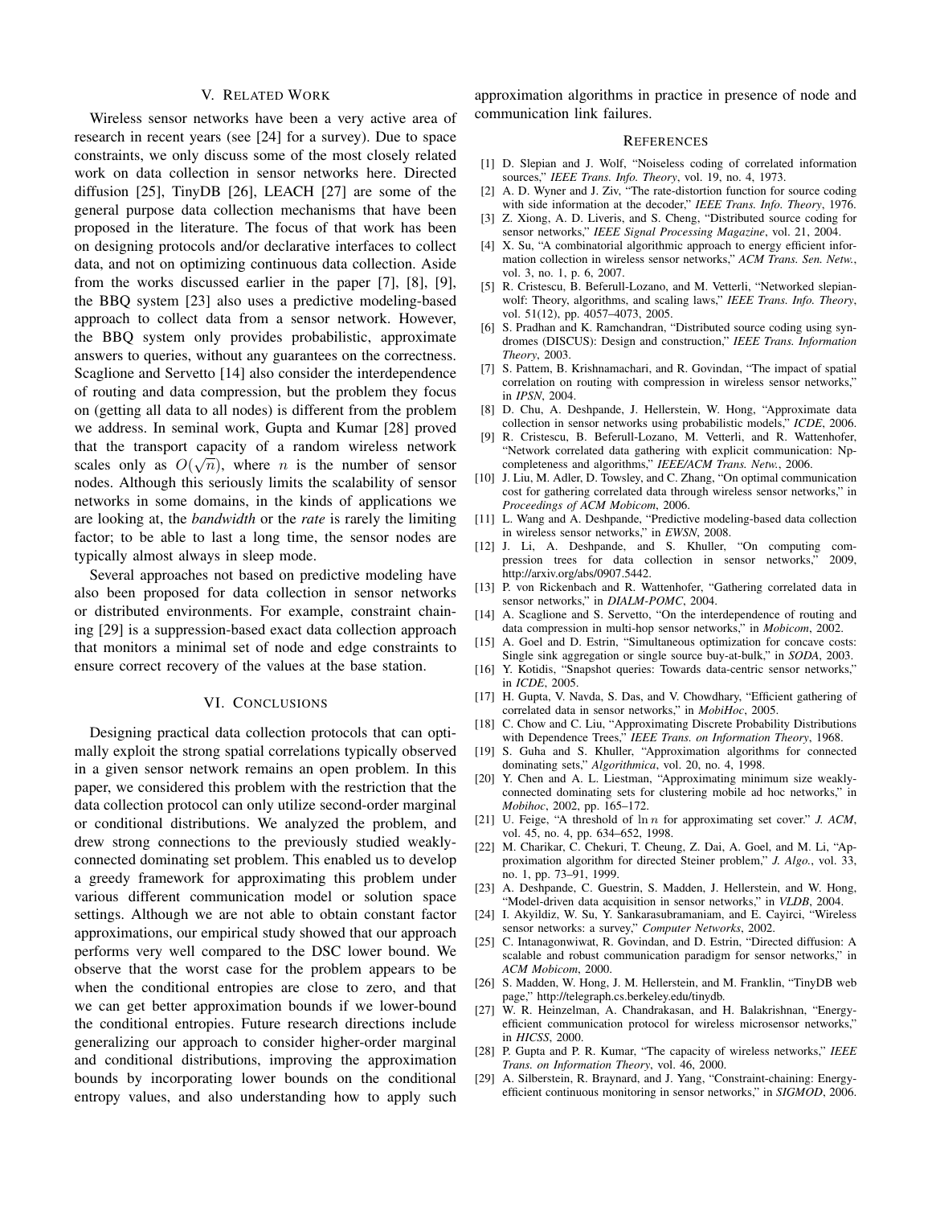## V. Related Work

Wireless sensor networks have been a very active area of research in recent years (see [24] for a survey). Due to space constraints, we only discuss some of the most closely related work on data collection in sensor networks here. Directed diffusion [25], TinyDB [26], LEACH [27] are some of the general purpose data collection mechanisms that have been proposed in the literature. The focus of that work has been on designing protocols and/or declarative interfaces to collect data, and not on optimizing continuous data collection. Aside from the works discussed earlier in the paper [7], [8], [9], the BBQ system [23] also uses a predictive modeling-based approach to collect data from a sensor network. However, the BBQ system only provides probabilistic, approximate answers to queries, without any guarantees on the correctness. Scaglione and Servetto [14] also consider the interdependence of routing and data compression, but the problem they focus on (getting all data to all nodes) is different from the problem we address. In seminal work, Gupta and Kumar [28] proved that the transport capacity of a random wireless network scales only as $O(\sqrt{n})$, where $n$ is the number of sensor nodes. Although this seriously limits the scalability of sensor networks in some domains, in the kinds of applications we are looking at, the *bandwidth* or the *rate* is rarely the limiting factor; to be able to last a long time, the sensor nodes are typically almost always in sleep mode.

Several approaches not based on predictive modeling have also been proposed for data collection in sensor networks or distributed environments. For example, constraint chaining [29] is a suppression-based exact data collection approach that monitors a minimal set of node and edge constraints to ensure correct recovery of the values at the base station.

## VI. Conclusions

Designing practical data collection protocols that can optimally exploit the strong spatial correlations typically observed in a given sensor network remains an open problem. In this paper, we considered this problem with the restriction that the data collection protocol can only utilize second-order marginal or conditional distributions. We analyzed the problem, and drew strong connections to the previously studied weakly-connected dominating set problem. This enabled us to develop a greedy framework for approximating this problem under various different communication model or solution space settings. Although we are not able to obtain constant factor approximations, our empirical study showed that our approach performs very well compared to the DSC lower bound. We observe that the worst case for the problem appears to be when the conditional entropies are close to zero, and that we can get better approximation bounds if we lower-bound the conditional entropies. Future research directions include generalizing our approach to consider higher-order marginal and conditional distributions, improving the approximation bounds by incorporating lower bounds on the conditional entropy values, and also understanding how to apply such approximation algorithms in practice in presence of node and communication link failures.

## References

[1] D. Slepian and J. Wolf, "Noiseless coding of correlated information sources," *IEEE Trans. Info. Theory*, vol. 19, no. 4, 1973.

[2] A. D. Wyner and J. Ziv, "The rate-distortion function for source coding with side information at the decoder," *IEEE Trans. Info. Theory*, 1976.

[3] Z. Xiong, A. D. Liveris, and S. Cheng, "Distributed source coding for sensor networks," *IEEE Signal Processing Magazine*, vol. 21, 2004.

[4] X. Su, "A combinatorial algorithmic approach to energy efficient information collection in wireless sensor networks," *ACM Trans. Sen. Netw.*, vol. 3, no. 1, p. 6, 2007.

[5] R. Cristescu, B. Beferull-Lozano, and M. Vetterli, "Networked slepian-wolf: Theory, algorithms, and scaling laws," *IEEE Trans. Info. Theory*, vol. 51(12), pp. 4057–4073, 2005.

[6] S. Pradhan and K. Ramchandran, "Distributed source coding using syndromes (DISCUS): Design and construction," *IEEE Trans. Information Theory*, 2003.

[7] S. Pattem, B. Krishnamachari, and R. Govindan, "The impact of spatial correlation on routing with compression in wireless sensor networks," in *IPSN*, 2004.

[8] D. Chu, A. Deshpande, J. Hellerstein, W. Hong, "Approximate data collection in sensor networks using probabilistic models," *ICDE*, 2006.

[9] R. Cristescu, B. Beferull-Lozano, M. Vetterli, and R. Wattenhofer, "Network correlated data gathering with explicit communication: Np-completeness and algorithms," *IEEE/ACM Trans. Netw.*, 2006.

[10] J. Liu, M. Adler, D. Towsley, and C. Zhang, "On optimal communication cost for gathering correlated data through wireless sensor networks," in *Proceedings of ACM Mobicom*, 2006.

[11] L. Wang and A. Deshpande, "Predictive modeling-based data collection in wireless sensor networks," in *EWSN*, 2008.

[12] J. Li, A. Deshpande, and S. Khuller, "On computing compression trees for data collection in sensor networks," 2009, http://arxiv.org/abs/0907.5442.

[13] P. von Rickenbach and R. Wattenhofer, "Gathering correlated data in sensor networks," in *DIALM-POMC*, 2004.

[14] A. Scaglione and S. Servetto, "On the interdependence of routing and data compression in multi-hop sensor networks," in *Mobicom*, 2002.

[15] A. Goel and D. Estrin, "Simultaneous optimization for concave costs: Single sink aggregation or single source buy-at-bulk," in *SODA*, 2003.

[16] Y. Kotidis, "Snapshot queries: Towards data-centric sensor networks," in *ICDE*, 2005.

[17] H. Gupta, V. Navda, S. Das, and V. Chowdhary, "Efficient gathering of correlated data in sensor networks," in *MobiHoc*, 2005.

[18] C. Chow and C. Liu, "Approximating Discrete Probability Distributions with Dependence Trees," *IEEE Trans. on Information Theory*, 1968.

[19] S. Guha and S. Khuller, "Approximation algorithms for connected dominating sets," *Algorithmica*, vol. 20, no. 4, 1998.

[20] Y. Chen and A. L. Liestman, "Approximating minimum size weakly-connected dominating sets for clustering mobile ad hoc networks," in *Mobihoc*, 2002, pp. 165–172.

[21] U. Feige, "A threshold of $\ln n$ for approximating set cover." *J. ACM*, vol. 45, no. 4, pp. 634–652, 1998.

[22] M. Charikar, C. Chekuri, T. Cheung, Z. Dai, A. Goel, and M. Li, "Approximation algorithm for directed Steiner problem," *J. Algo.*, vol. 33, no. 1, pp. 73–91, 1999.

[23] A. Deshpande, C. Guestrin, S. Madden, J. Hellerstein, and W. Hong, "Model-driven data acquisition in sensor networks," in *VLDB*, 2004.

[24] I. Akyildiz, W. Su, Y. Sankarasubramaniam, and E. Cayirci, "Wireless sensor networks: a survey," *Computer Networks*, 2002.

[25] C. Intanagonwiwat, R. Govindan, and D. Estrin, "Directed diffusion: A scalable and robust communication paradigm for sensor networks," in *ACM Mobicom*, 2000.

[26] S. Madden, W. Hong, J. M. Hellerstein, and M. Franklin, "TinyDB web page," http://telegraph.cs.berkeley.edu/tinydb.

[27] W. R. Heinzelman, A. Chandrakasan, and H. Balakrishnan, "Energy-efficient communication protocol for wireless microsensor networks," in *HICSS*, 2000.

[28] P. Gupta and P. R. Kumar, "The capacity of wireless networks," *IEEE Trans. on Information Theory*, vol. 46, 2000.

[29] A. Silberstein, R. Braynard, and J. Yang, "Constraint-chaining: Energy-efficient continuous monitoring in sensor networks," in *SIGMOD*, 2006.